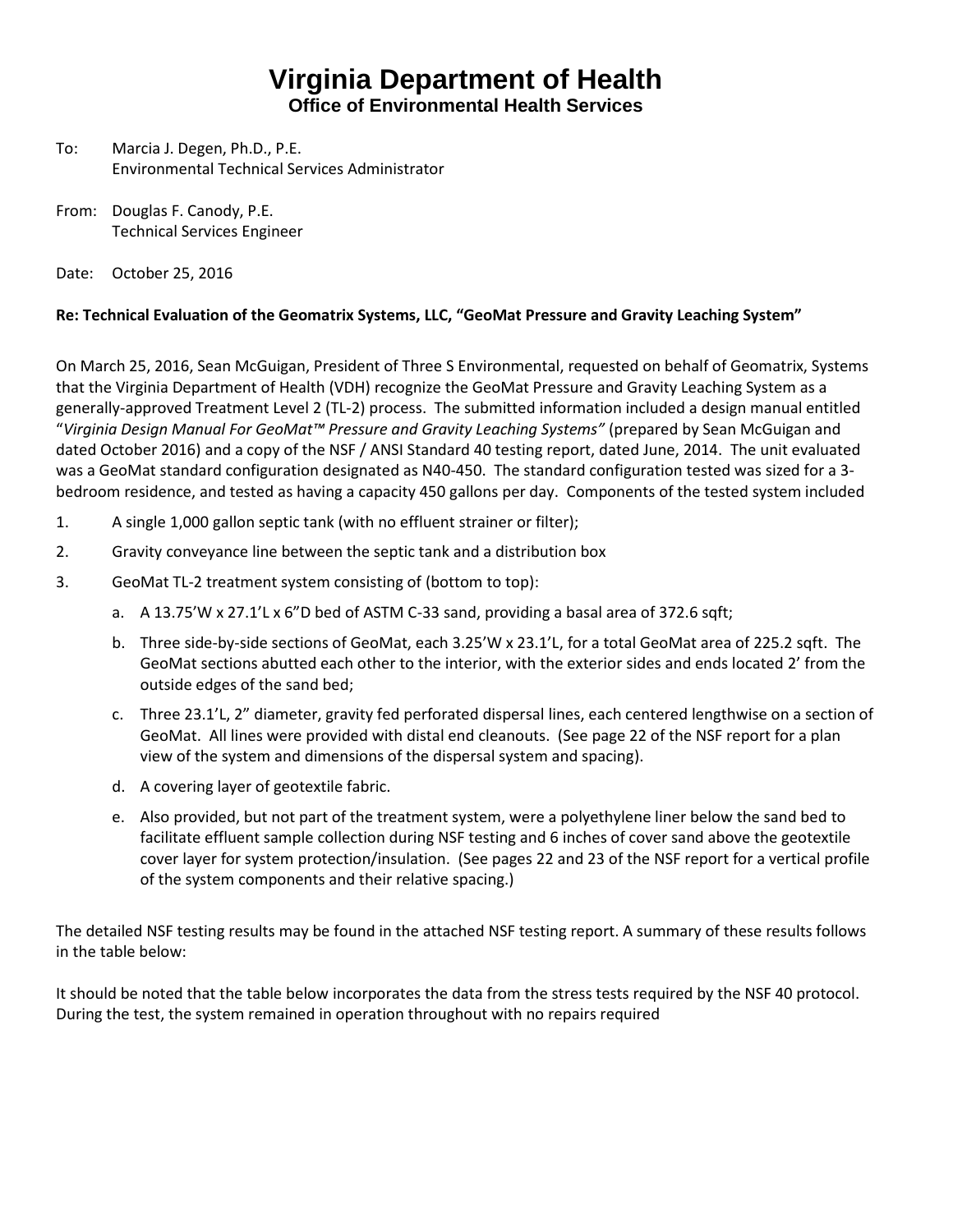# Virginia Department of Health

## Office of Environmental Health Services

To: Marcia J. Degen, Ph.D., P.E.
Environmental Technical Services Administrator

From: Douglas F. Canody, P.E.
Technical Services Engineer

Date: October 25, 2016

**Re: Technical Evaluation of the Geomatrix Systems, LLC, "GeoMat Pressure and Gravity Leaching System"**

On March 25, 2016, Sean McGuigan, President of Three S Environmental, requested on behalf of Geomatrix, Systems that the Virginia Department of Health (VDH) recognize the GeoMat Pressure and Gravity Leaching System as a generally-approved Treatment Level 2 (TL-2) process. The submitted information included a design manual entitled "*Virginia Design Manual For GeoMat™ Pressure and Gravity Leaching Systems"* (prepared by Sean McGuigan and dated October 2016) and a copy of the NSF / ANSI Standard 40 testing report, dated June, 2014. The unit evaluated was a GeoMat standard configuration designated as N40-450. The standard configuration tested was sized for a 3-bedroom residence, and tested as having a capacity 450 gallons per day. Components of the tested system included

1. A single 1,000 gallon septic tank (with no effluent strainer or filter);
2. Gravity conveyance line between the septic tank and a distribution box
3. GeoMat TL-2 treatment system consisting of (bottom to top):
   a. A 13.75'W x 27.1'L x 6"D bed of ASTM C-33 sand, providing a basal area of 372.6 sqft;
   b. Three side-by-side sections of GeoMat, each 3.25'W x 23.1'L, for a total GeoMat area of 225.2 sqft. The GeoMat sections abutted each other to the interior, with the exterior sides and ends located 2' from the outside edges of the sand bed;
   c. Three 23.1'L, 2" diameter, gravity fed perforated dispersal lines, each centered lengthwise on a section of GeoMat. All lines were provided with distal end cleanouts. (See page 22 of the NSF report for a plan view of the system and dimensions of the dispersal system and spacing).
   d. A covering layer of geotextile fabric.
   e. Also provided, but not part of the treatment system, were a polyethylene liner below the sand bed to facilitate effluent sample collection during NSF testing and 6 inches of cover sand above the geotextile cover layer for system protection/insulation. (See pages 22 and 23 of the NSF report for a vertical profile of the system components and their relative spacing.)

The detailed NSF testing results may be found in the attached NSF testing report. A summary of these results follows in the table below:

It should be noted that the table below incorporates the data from the stress tests required by the NSF 40 protocol. During the test, the system remained in operation throughout with no repairs required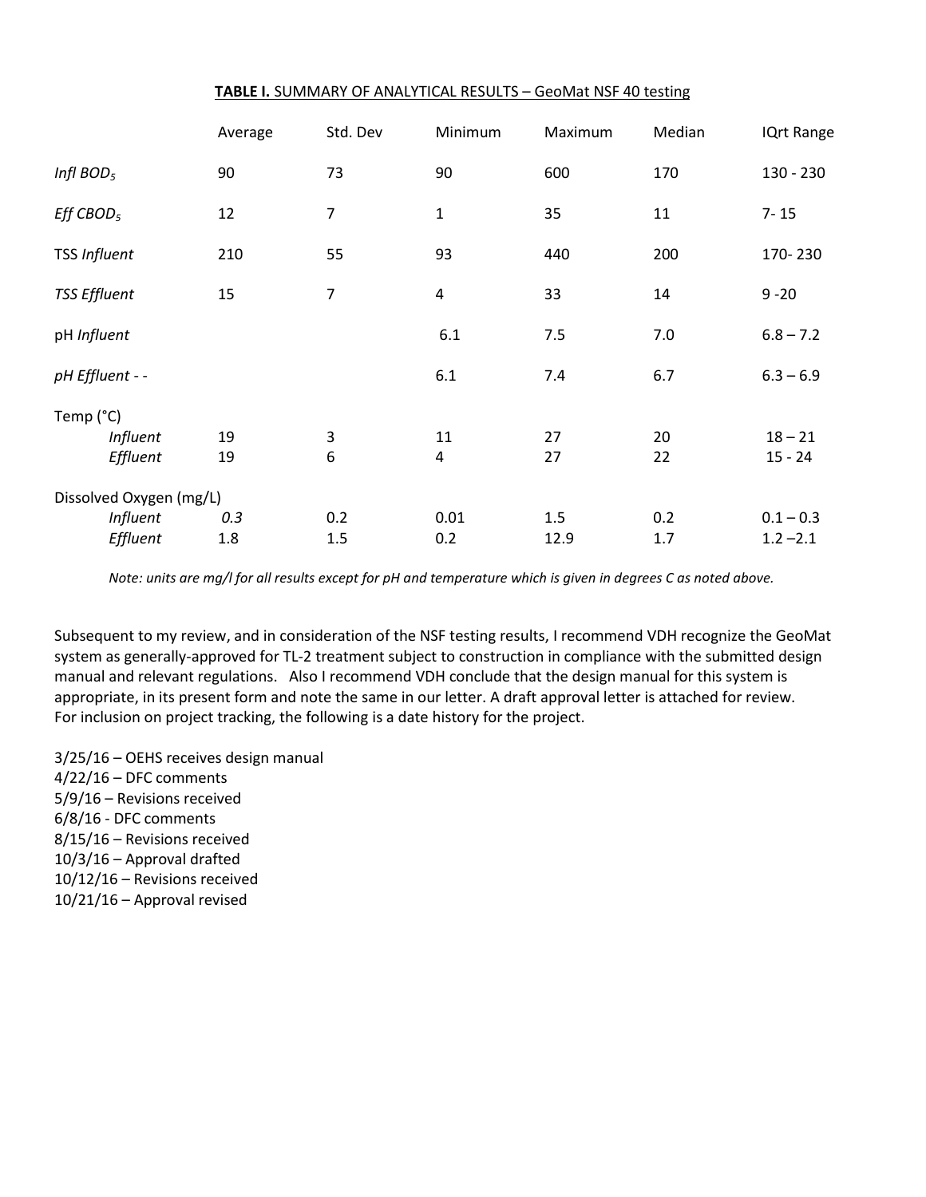**TABLE I.** SUMMARY OF ANALYTICAL RESULTS – GeoMat NSF 40 testing

| | Average | Std. Dev | Minimum | Maximum | Median | IQrt Range |
|---|---|---|---|---|---|---|
| *Infl $BOD_5$* | 90 | 73 | 90 | 600 | 170 | 130 - 230 |
| *Eff $CBOD_5$* | 12 | 7 | 1 | 35 | 11 | 7- 15 |
| TSS *Influent* | 210 | 55 | 93 | 440 | 200 | 170- 230 |
| *TSS Effluent* | 15 | 7 | 4 | 33 | 14 | 9 -20 |
| pH *Influent* | | | 6.1 | 7.5 | 7.0 | 6.8 – 7.2 |
| *pH Effluent - -* | | | 6.1 | 7.4 | 6.7 | 6.3 – 6.9 |
| Temp (°C) | | | | | | |
| *Influent* | 19 | 3 | 11 | 27 | 20 | 18 – 21 |
| *Effluent* | 19 | 6 | 4 | 27 | 22 | 15 - 24 |
| Dissolved Oxygen (mg/L) | | | | | | |
| *Influent* | *0.3* | 0.2 | 0.01 | 1.5 | 0.2 | 0.1 – 0.3 |
| *Effluent* | 1.8 | 1.5 | 0.2 | 12.9 | 1.7 | 1.2 –2.1 |

*Note: units are mg/l for all results except for pH and temperature which is given in degrees C as noted above.*

Subsequent to my review, and in consideration of the NSF testing results, I recommend VDH recognize the GeoMat system as generally-approved for TL-2 treatment subject to construction in compliance with the submitted design manual and relevant regulations. Also I recommend VDH conclude that the design manual for this system is appropriate, in its present form and note the same in our letter. A draft approval letter is attached for review. For inclusion on project tracking, the following is a date history for the project.

3/25/16 – OEHS receives design manual
4/22/16 – DFC comments
5/9/16 – Revisions received
6/8/16 - DFC comments
8/15/16 – Revisions received
10/3/16 – Approval drafted
10/12/16 – Revisions received
10/21/16 – Approval revised